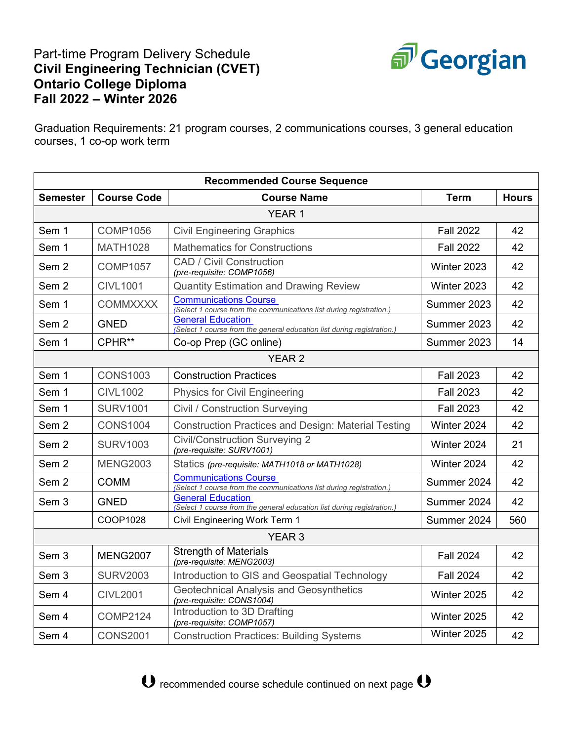# Part-time Program Delivery Schedule
# **Civil Engineering Technician (CVET)**
# **Ontario College Diploma**
# **Fall 2022 – Winter 2026**

Graduation Requirements: 21 program courses, 2 communications courses, 3 general education courses, 1 co-op work term

| Recommended Course Sequence | | | | |
|---|---|---|---|---|
| **Semester** | **Course Code** | **Course Name** | **Term** | **Hours** |
| | | YEAR 1 | | |
| Sem 1 | COMP1056 | Civil Engineering Graphics | Fall 2022 | 42 |
| Sem 1 | MATH1028 | Mathematics for Constructions | Fall 2022 | 42 |
| Sem 2 | COMP1057 | CAD / Civil Construction *(pre-requisite: COMP1056)* | Winter 2023 | 42 |
| Sem 2 | CIVL1001 | Quantity Estimation and Drawing Review | Winter 2023 | 42 |
| Sem 1 | COMMXXXX | Communications Course *(Select 1 course from the communications list during registration.)* | Summer 2023 | 42 |
| Sem 2 | GNED | General Education *(Select 1 course from the general education list during registration.)* | Summer 2023 | 42 |
| Sem 1 | CPHR** | Co-op Prep (GC online) | Summer 2023 | 14 |
| | | YEAR 2 | | |
| Sem 1 | CONS1003 | Construction Practices | Fall 2023 | 42 |
| Sem 1 | CIVL1002 | Physics for Civil Engineering | Fall 2023 | 42 |
| Sem 1 | SURV1001 | Civil / Construction Surveying | Fall 2023 | 42 |
| Sem 2 | CONS1004 | Construction Practices and Design: Material Testing | Winter 2024 | 42 |
| Sem 2 | SURV1003 | Civil/Construction Surveying 2 *(pre-requisite: SURV1001)* | Winter 2024 | 21 |
| Sem 2 | MENG2003 | Statics *(pre-requisite: MATH1018 or MATH1028)* | Winter 2024 | 42 |
| Sem 2 | COMM | Communications Course *(Select 1 course from the communications list during registration.)* | Summer 2024 | 42 |
| Sem 3 | GNED | General Education *(Select 1 course from the general education list during registration.)* | Summer 2024 | 42 |
| | COOP1028 | Civil Engineering Work Term 1 | Summer 2024 | 560 |
| | | YEAR 3 | | |
| Sem 3 | MENG2007 | Strength of Materials *(pre-requisite: MENG2003)* | Fall 2024 | 42 |
| Sem 3 | SURV2003 | Introduction to GIS and Geospatial Technology | Fall 2024 | 42 |
| Sem 4 | CIVL2001 | Geotechnical Analysis and Geosynthetics *(pre-requisite: CONS1004)* | Winter 2025 | 42 |
| Sem 4 | COMP2124 | Introduction to 3D Drafting *(pre-requisite: COMP1057)* | Winter 2025 | 42 |
| Sem 4 | CONS2001 | Construction Practices: Building Systems | Winter 2025 | 42 |

recommended course schedule continued on next page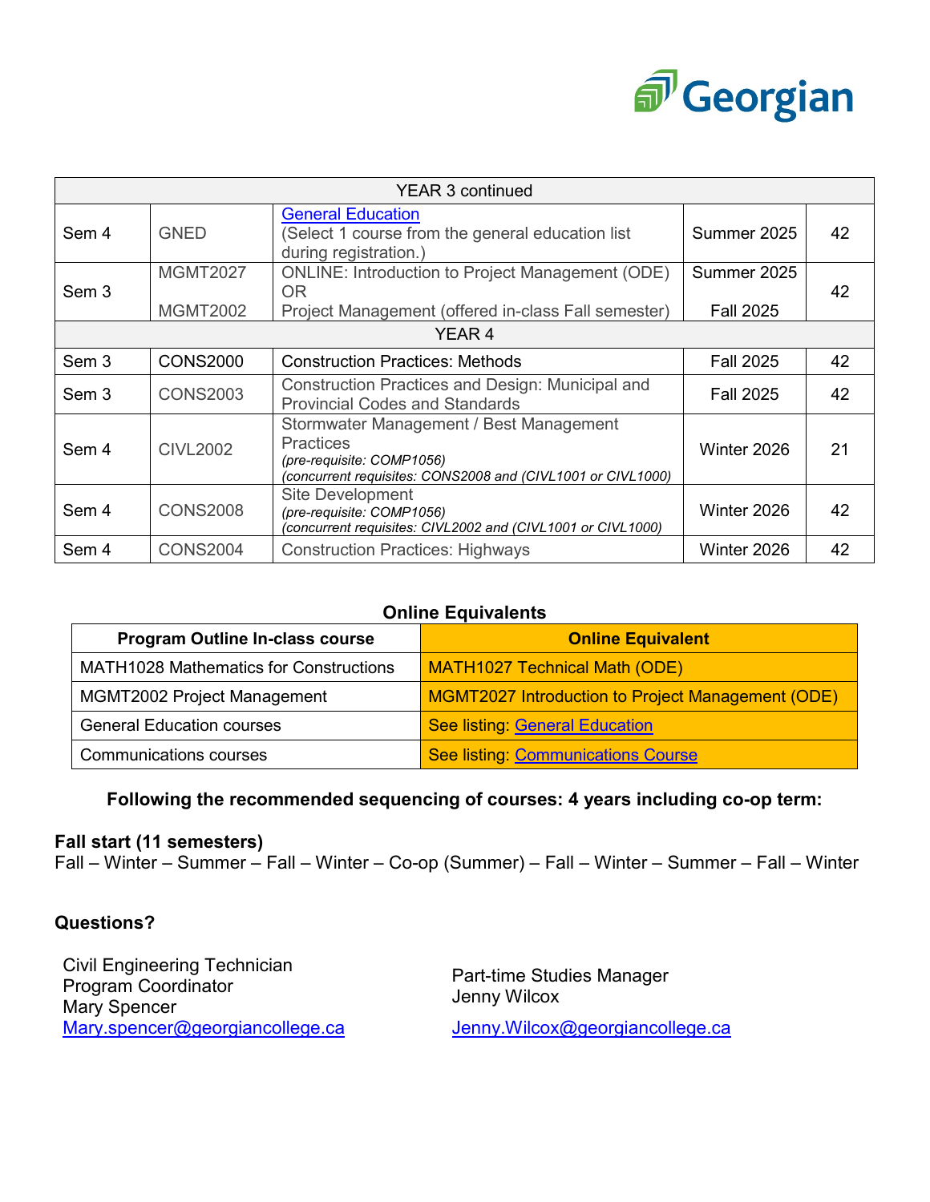| YEAR 3 continued | | | | |
| --- | --- | --- | --- | --- |
| Sem 4 | GNED | General Education (Select 1 course from the general education list during registration.) | Summer 2025 | 42 |
| Sem 3 | MGMT2027<br>MGMT2002 | ONLINE: Introduction to Project Management (ODE) OR Project Management (offered in-class Fall semester) | Summer 2025<br>Fall 2025 | 42 |
| YEAR 4 | | | | |
| Sem 3 | CONS2000 | Construction Practices: Methods | Fall 2025 | 42 |
| Sem 3 | CONS2003 | Construction Practices and Design: Municipal and Provincial Codes and Standards | Fall 2025 | 42 |
| Sem 4 | CIVL2002 | Stormwater Management / Best Management Practices *(pre-requisite: COMP1056)* *(concurrent requisites: CONS2008 and (CIVL1001 or CIVL1000)* | Winter 2026 | 21 |
| Sem 4 | CONS2008 | Site Development *(pre-requisite: COMP1056)* *(concurrent requisites: CIVL2002 and (CIVL1001 or CIVL1000)* | Winter 2026 | 42 |
| Sem 4 | CONS2004 | Construction Practices: Highways | Winter 2026 | 42 |

**Online Equivalents**

| Program Outline In-class course | Online Equivalent |
| --- | --- |
| MATH1028 Mathematics for Constructions | MATH1027 Technical Math (ODE) |
| MGMT2002 Project Management | MGMT2027 Introduction to Project Management (ODE) |
| General Education courses | See listing: General Education |
| Communications courses | See listing: Communications Course |

**Following the recommended sequencing of courses: 4 years including co-op term:**

**Fall start (11 semesters)**
Fall – Winter – Summer – Fall – Winter – Co-op (Summer) – Fall – Winter – Summer – Fall – Winter

**Questions?**

Civil Engineering Technician
Program Coordinator
Mary Spencer
Mary.spencer@georgiancollege.ca

Part-time Studies Manager
Jenny Wilcox
Jenny.Wilcox@georgiancollege.ca